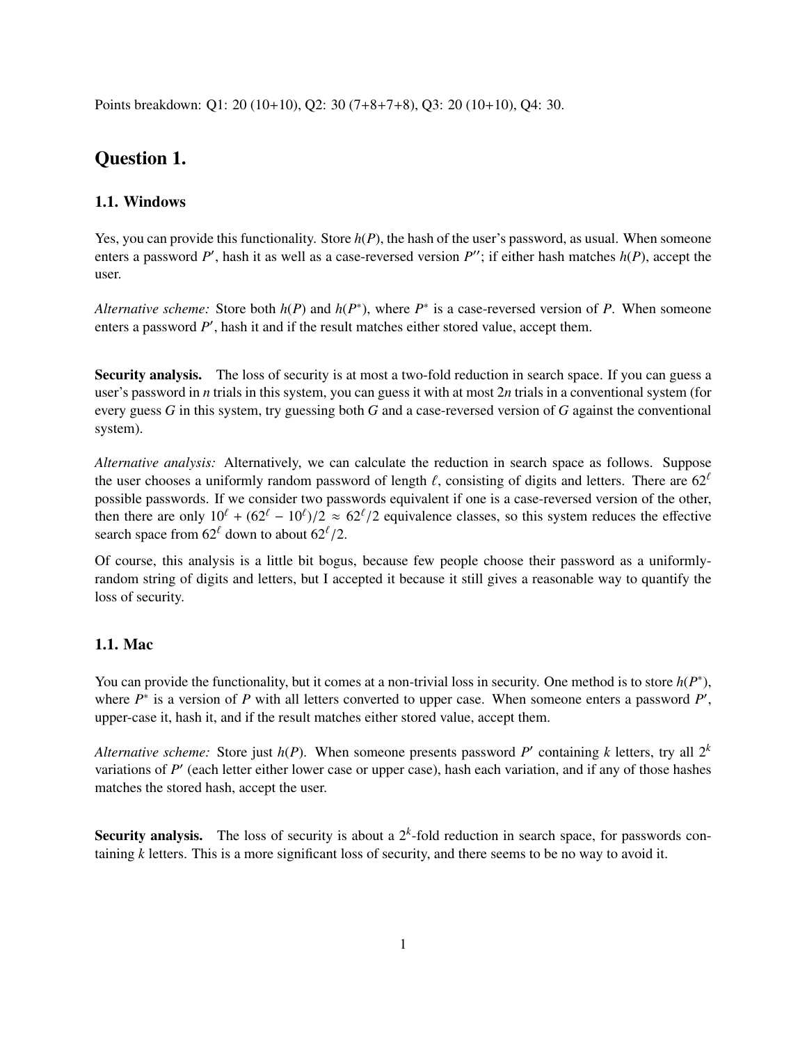Points breakdown: Q1: 20 (10+10), Q2: 30 (7+8+7+8), Q3: 20 (10+10), Q4: 30.

## Question 1.

### 1.1. Windows

Yes, you can provide this functionality. Store $h(P)$, the hash of the user's password, as usual. When someone enters a password $P'$, hash it as well as a case-reversed version $P''$; if either hash matches $h(P)$, accept the user.

*Alternative scheme:* Store both $h(P)$ and $h(P^*)$, where $P^*$ is a case-reversed version of $P$. When someone enters a password $P'$, hash it and if the result matches either stored value, accept them.

**Security analysis.** The loss of security is at most a two-fold reduction in search space. If you can guess a user's password in $n$ trials in this system, you can guess it with at most $2n$ trials in a conventional system (for every guess $G$ in this system, try guessing both $G$ and a case-reversed version of $G$ against the conventional system).

*Alternative analysis:* Alternatively, we can calculate the reduction in search space as follows. Suppose the user chooses a uniformly random password of length $\ell$, consisting of digits and letters. There are $62^\ell$ possible passwords. If we consider two passwords equivalent if one is a case-reversed version of the other, then there are only $10^\ell + (62^\ell - 10^\ell)/2 \approx 62^\ell/2$ equivalence classes, so this system reduces the effective search space from $62^\ell$ down to about $62^\ell/2$.

Of course, this analysis is a little bit bogus, because few people choose their password as a uniformly-random string of digits and letters, but I accepted it because it still gives a reasonable way to quantify the loss of security.

### 1.1. Mac

You can provide the functionality, but it comes at a non-trivial loss in security. One method is to store $h(P^*)$, where $P^*$ is a version of $P$ with all letters converted to upper case. When someone enters a password $P'$, upper-case it, hash it, and if the result matches either stored value, accept them.

*Alternative scheme:* Store just $h(P)$. When someone presents password $P'$ containing $k$ letters, try all $2^k$ variations of $P'$ (each letter either lower case or upper case), hash each variation, and if any of those hashes matches the stored hash, accept the user.

**Security analysis.** The loss of security is about a $2^k$-fold reduction in search space, for passwords containing $k$ letters. This is a more significant loss of security, and there seems to be no way to avoid it.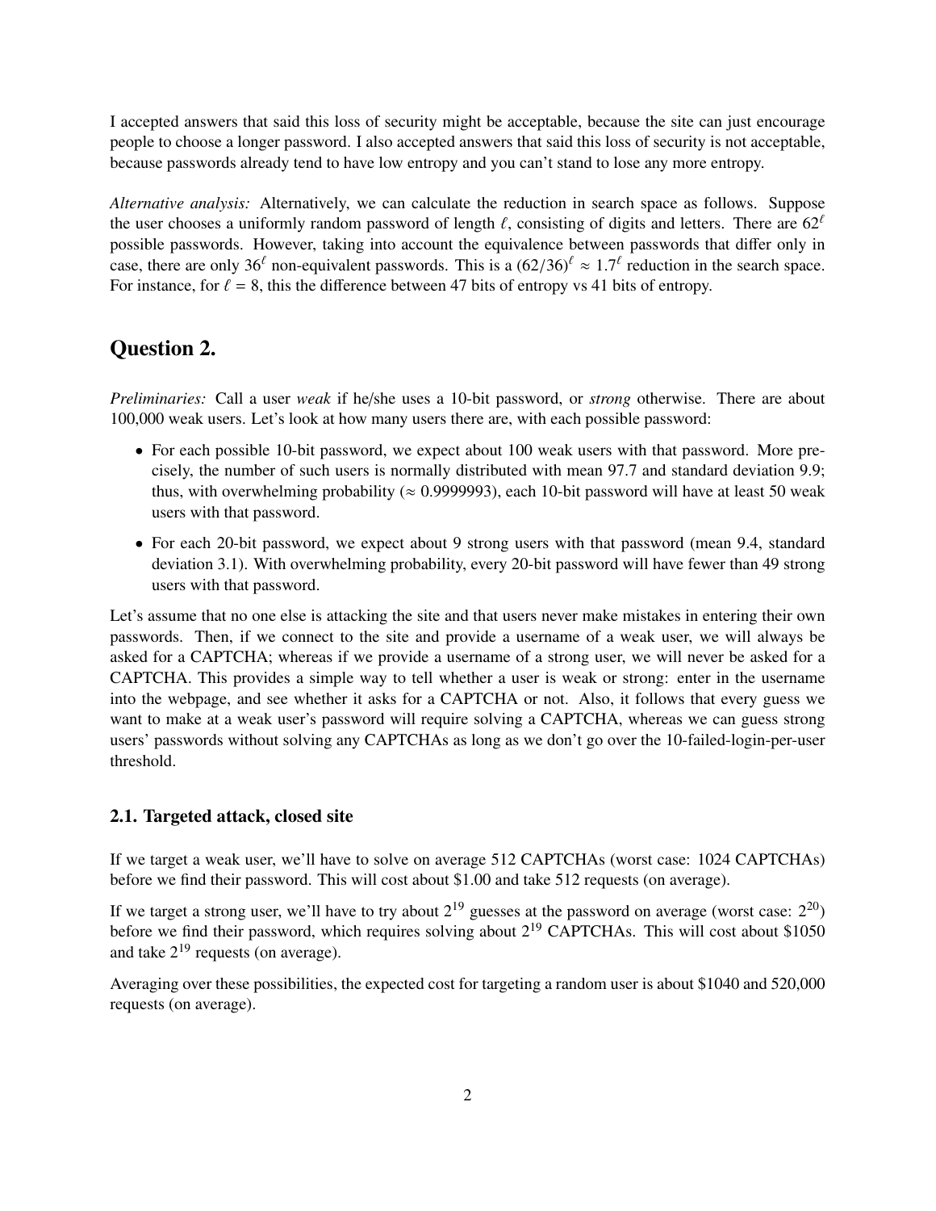I accepted answers that said this loss of security might be acceptable, because the site can just encourage people to choose a longer password. I also accepted answers that said this loss of security is not acceptable, because passwords already tend to have low entropy and you can't stand to lose any more entropy.

*Alternative analysis:* Alternatively, we can calculate the reduction in search space as follows. Suppose the user chooses a uniformly random password of length $\ell$, consisting of digits and letters. There are $62^\ell$ possible passwords. However, taking into account the equivalence between passwords that differ only in case, there are only $36^\ell$ non-equivalent passwords. This is a $(62/36)^\ell \approx 1.7^\ell$ reduction in the search space. For instance, for $\ell = 8$, this the difference between 47 bits of entropy vs 41 bits of entropy.

## Question 2.

*Preliminaries:* Call a user *weak* if he/she uses a 10-bit password, or *strong* otherwise. There are about 100,000 weak users. Let's look at how many users there are, with each possible password:

- For each possible 10-bit password, we expect about 100 weak users with that password. More precisely, the number of such users is normally distributed with mean 97.7 and standard deviation 9.9; thus, with overwhelming probability ($\approx 0.9999993$), each 10-bit password will have at least 50 weak users with that password.
- For each 20-bit password, we expect about 9 strong users with that password (mean 9.4, standard deviation 3.1). With overwhelming probability, every 20-bit password will have fewer than 49 strong users with that password.

Let's assume that no one else is attacking the site and that users never make mistakes in entering their own passwords. Then, if we connect to the site and provide a username of a weak user, we will always be asked for a CAPTCHA; whereas if we provide a username of a strong user, we will never be asked for a CAPTCHA. This provides a simple way to tell whether a user is weak or strong: enter in the username into the webpage, and see whether it asks for a CAPTCHA or not. Also, it follows that every guess we want to make at a weak user's password will require solving a CAPTCHA, whereas we can guess strong users' passwords without solving any CAPTCHAs as long as we don't go over the 10-failed-login-per-user threshold.

### 2.1. Targeted attack, closed site

If we target a weak user, we'll have to solve on average 512 CAPTCHAs (worst case: 1024 CAPTCHAs) before we find their password. This will cost about \$1.00 and take 512 requests (on average).

If we target a strong user, we'll have to try about $2^{19}$ guesses at the password on average (worst case: $2^{20}$) before we find their password, which requires solving about $2^{19}$ CAPTCHAs. This will cost about \$1050 and take $2^{19}$ requests (on average).

Averaging over these possibilities, the expected cost for targeting a random user is about \$1040 and 520,000 requests (on average).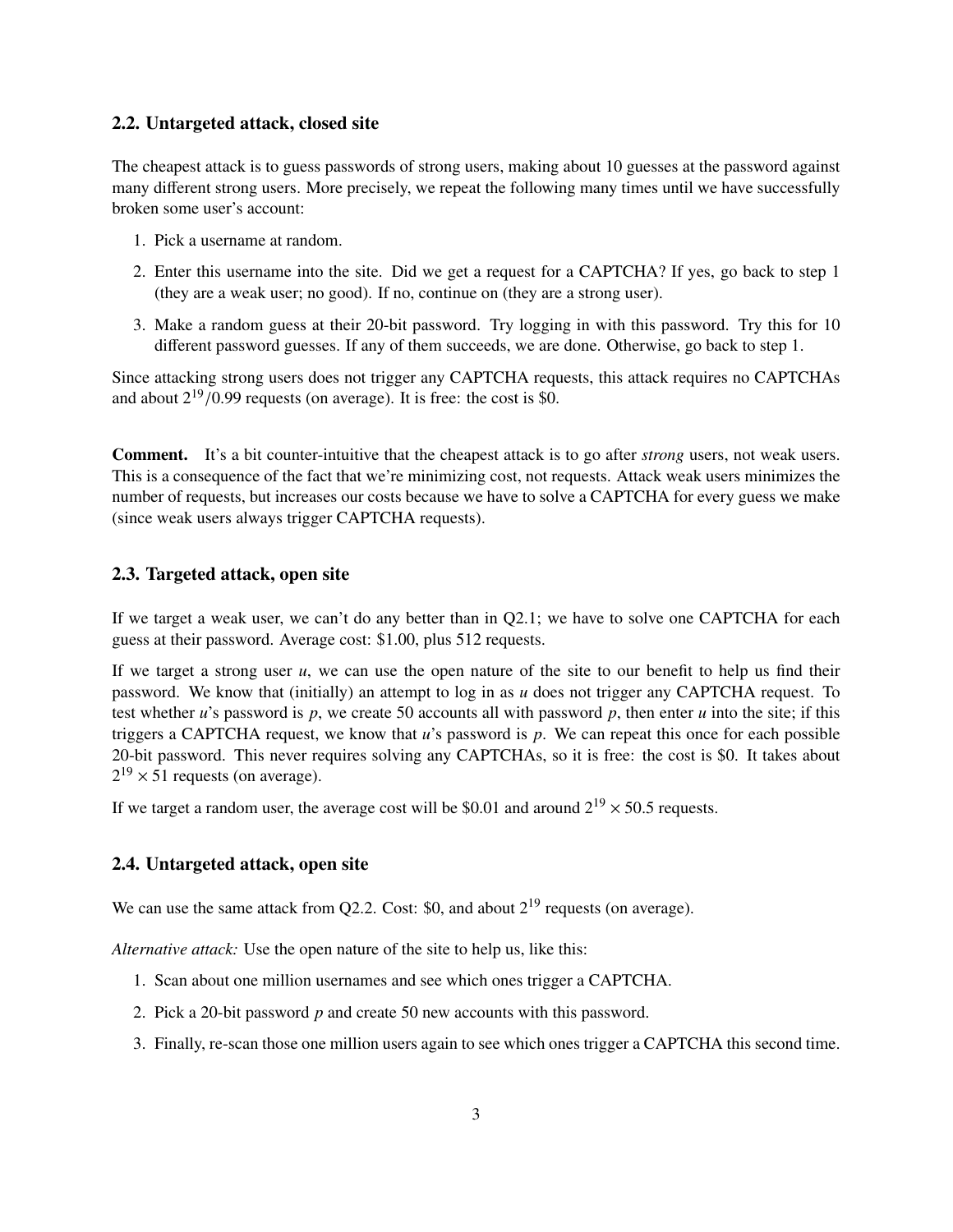### 2.2. Untargeted attack, closed site

The cheapest attack is to guess passwords of strong users, making about 10 guesses at the password against many different strong users. More precisely, we repeat the following many times until we have successfully broken some user's account:

1. Pick a username at random.
2. Enter this username into the site. Did we get a request for a CAPTCHA? If yes, go back to step 1 (they are a weak user; no good). If no, continue on (they are a strong user).
3. Make a random guess at their 20-bit password. Try logging in with this password. Try this for 10 different password guesses. If any of them succeeds, we are done. Otherwise, go back to step 1.

Since attacking strong users does not trigger any CAPTCHA requests, this attack requires no CAPTCHAs and about $2^{19}/0.99$ requests (on average). It is free: the cost is \$0.

**Comment.** It's a bit counter-intuitive that the cheapest attack is to go after *strong* users, not weak users. This is a consequence of the fact that we're minimizing cost, not requests. Attack weak users minimizes the number of requests, but increases our costs because we have to solve a CAPTCHA for every guess we make (since weak users always trigger CAPTCHA requests).

### 2.3. Targeted attack, open site

If we target a weak user, we can't do any better than in Q2.1; we have to solve one CAPTCHA for each guess at their password. Average cost: \$1.00, plus 512 requests.

If we target a strong user $u$, we can use the open nature of the site to our benefit to help us find their password. We know that (initially) an attempt to log in as $u$ does not trigger any CAPTCHA request. To test whether $u$'s password is $p$, we create 50 accounts all with password $p$, then enter $u$ into the site; if this triggers a CAPTCHA request, we know that $u$'s password is $p$. We can repeat this once for each possible 20-bit password. This never requires solving any CAPTCHAs, so it is free: the cost is \$0. It takes about $2^{19} \times 51$ requests (on average).

If we target a random user, the average cost will be \$0.01 and around $2^{19} \times 50.5$ requests.

### 2.4. Untargeted attack, open site

We can use the same attack from Q2.2. Cost: \$0, and about $2^{19}$ requests (on average).

*Alternative attack:* Use the open nature of the site to help us, like this:

1. Scan about one million usernames and see which ones trigger a CAPTCHA.
2. Pick a 20-bit password $p$ and create 50 new accounts with this password.
3. Finally, re-scan those one million users again to see which ones trigger a CAPTCHA this second time.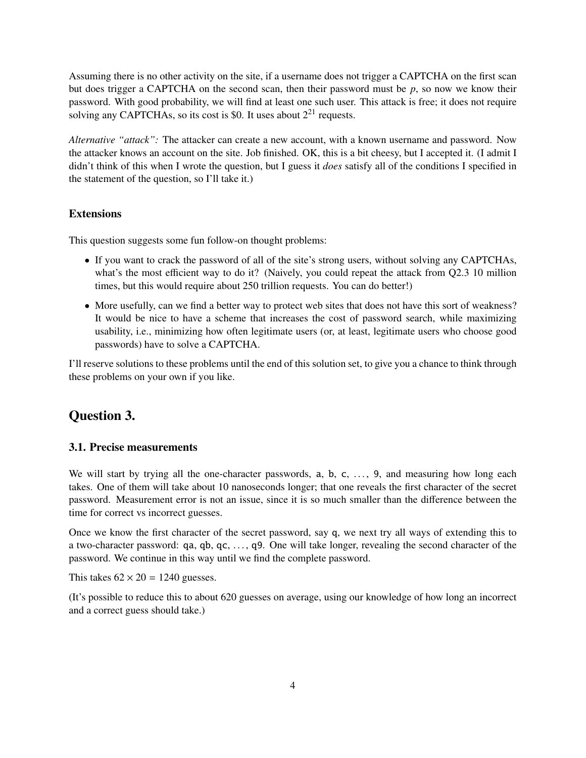Assuming there is no other activity on the site, if a username does not trigger a CAPTCHA on the first scan but does trigger a CAPTCHA on the second scan, then their password must be $p$, so now we know their password. With good probability, we will find at least one such user. This attack is free; it does not require solving any CAPTCHAs, so its cost is \$0. It uses about $2^{21}$ requests.

*Alternative "attack":* The attacker can create a new account, with a known username and password. Now the attacker knows an account on the site. Job finished. OK, this is a bit cheesy, but I accepted it. (I admit I didn't think of this when I wrote the question, but I guess it *does* satisfy all of the conditions I specified in the statement of the question, so I'll take it.)

### Extensions

This question suggests some fun follow-on thought problems:

- If you want to crack the password of all of the site's strong users, without solving any CAPTCHAs, what's the most efficient way to do it? (Naively, you could repeat the attack from Q2.3 10 million times, but this would require about 250 trillion requests. You can do better!)
- More usefully, can we find a better way to protect web sites that does not have this sort of weakness? It would be nice to have a scheme that increases the cost of password search, while maximizing usability, i.e., minimizing how often legitimate users (or, at least, legitimate users who choose good passwords) have to solve a CAPTCHA.

I'll reserve solutions to these problems until the end of this solution set, to give you a chance to think through these problems on your own if you like.

## Question 3.

### 3.1. Precise measurements

We will start by trying all the one-character passwords, `a`, `b`, `c`, ..., `9`, and measuring how long each takes. One of them will take about 10 nanoseconds longer; that one reveals the first character of the secret password. Measurement error is not an issue, since it is so much smaller than the difference between the time for correct vs incorrect guesses.

Once we know the first character of the secret password, say `q`, we next try all ways of extending this to a two-character password: `qa`, `qb`, `qc`, ..., `q9`. One will take longer, revealing the second character of the password. We continue in this way until we find the complete password.

This takes $62 \times 20 = 1240$ guesses.

(It's possible to reduce this to about 620 guesses on average, using our knowledge of how long an incorrect and a correct guess should take.)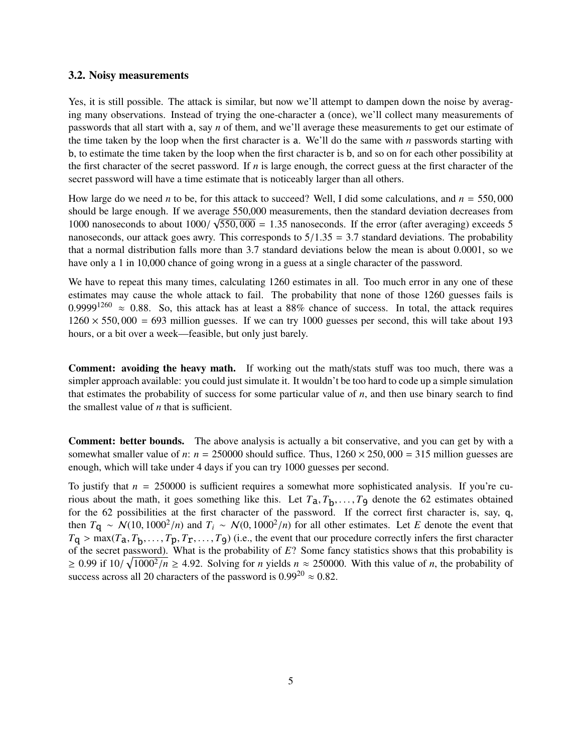### 3.2. Noisy measurements

Yes, it is still possible. The attack is similar, but now we'll attempt to dampen down the noise by averaging many observations. Instead of trying the one-character `a` (once), we'll collect many measurements of passwords that all start with `a`, say $n$ of them, and we'll average these measurements to get our estimate of the time taken by the loop when the first character is `a`. We'll do the same with $n$ passwords starting with `b`, to estimate the time taken by the loop when the first character is `b`, and so on for each other possibility at the first character of the secret password. If $n$ is large enough, the correct guess at the first character of the secret password will have a time estimate that is noticeably larger than all others.

How large do we need $n$ to be, for this attack to succeed? Well, I did some calculations, and $n = 550,000$ should be large enough. If we average 550,000 measurements, then the standard deviation decreases from 1000 nanoseconds to about $1000/\sqrt{550,000} = 1.35$ nanoseconds. If the error (after averaging) exceeds 5 nanoseconds, our attack goes awry. This corresponds to $5/1.35 = 3.7$ standard deviations. The probability that a normal distribution falls more than 3.7 standard deviations below the mean is about 0.0001, so we have only a 1 in 10,000 chance of going wrong in a guess at a single character of the password.

We have to repeat this many times, calculating 1260 estimates in all. Too much error in any one of these estimates may cause the whole attack to fail. The probability that none of those 1260 guesses fails is $0.9999^{1260} \approx 0.88$. So, this attack has at least a 88% chance of success. In total, the attack requires $1260 \times 550,000 = 693$ million guesses. If we can try 1000 guesses per second, this will take about 193 hours, or a bit over a week—feasible, but only just barely.

**Comment: avoiding the heavy math.** If working out the math/stats stuff was too much, there was a simpler approach available: you could just simulate it. It wouldn't be too hard to code up a simple simulation that estimates the probability of success for some particular value of $n$, and then use binary search to find the smallest value of $n$ that is sufficient.

**Comment: better bounds.** The above analysis is actually a bit conservative, and you can get by with a somewhat smaller value of $n$: $n = 250000$ should suffice. Thus, $1260 \times 250,000 = 315$ million guesses are enough, which will take under 4 days if you can try 1000 guesses per second.

To justify that $n = 250000$ is sufficient requires a somewhat more sophisticated analysis. If you're curious about the math, it goes something like this. Let $T_{\mathtt{a}}, T_{\mathtt{b}}, \ldots, T_{\mathtt{9}}$ denote the 62 estimates obtained for the 62 possibilities at the first character of the password. If the correct first character is, say, `q`, then $T_{\mathtt{q}} \sim \mathcal{N}(10, 1000^2/n)$ and $T_i \sim \mathcal{N}(0, 1000^2/n)$ for all other estimates. Let $E$ denote the event that $T_{\mathtt{q}} > \max(T_{\mathtt{a}}, T_{\mathtt{b}}, \ldots, T_{\mathtt{p}}, T_{\mathtt{r}}, \ldots, T_{\mathtt{9}})$ (i.e., the event that our procedure correctly infers the first character of the secret password). What is the probability of $E$? Some fancy statistics shows that this probability is $\geq 0.99$ if $10/\sqrt{1000^2/n} \geq 4.92$. Solving for $n$ yields $n \approx 250000$. With this value of $n$, the probability of success across all 20 characters of the password is $0.99^{20} \approx 0.82$.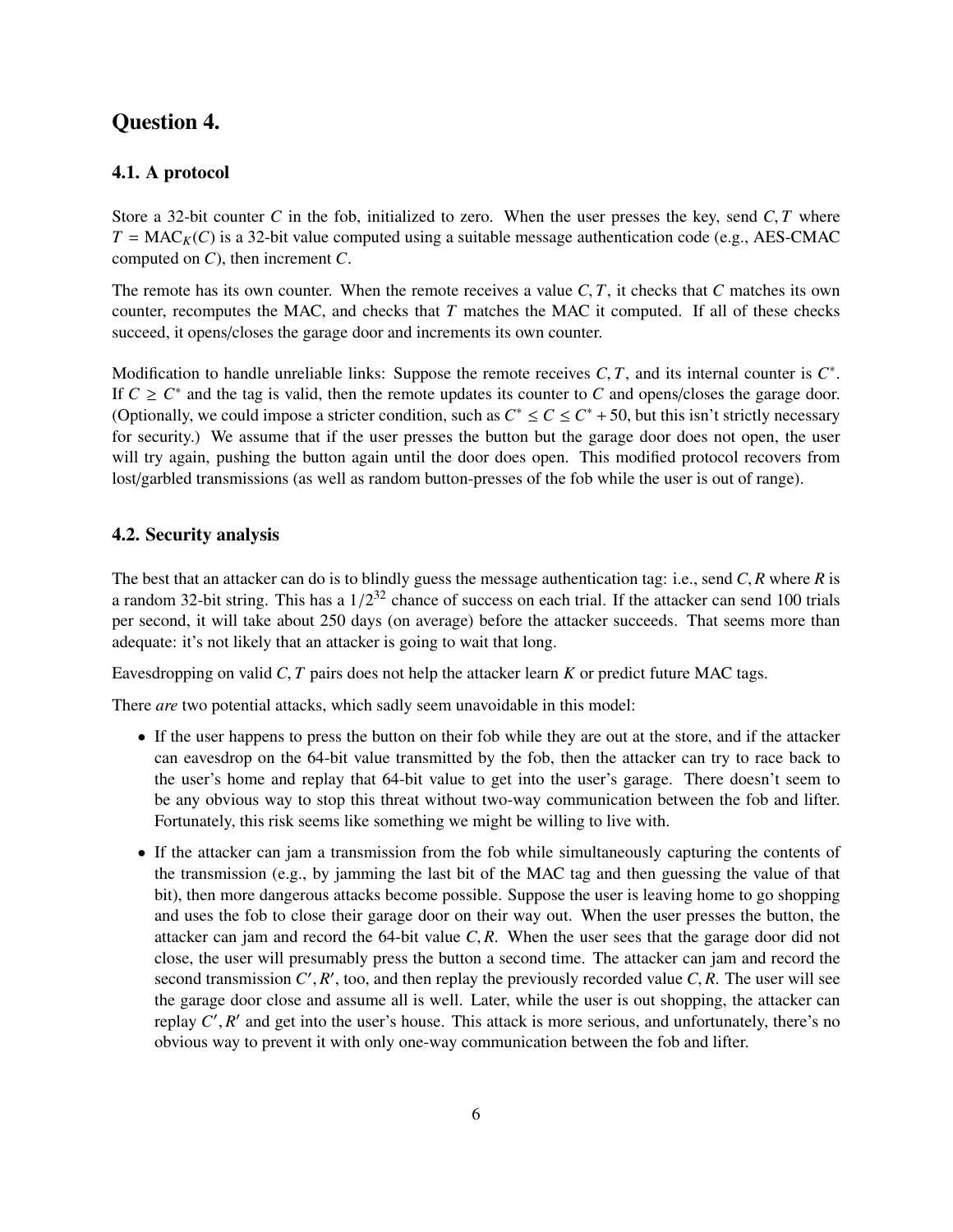# Question 4.

## 4.1. A protocol

Store a 32-bit counter $C$ in the fob, initialized to zero. When the user presses the key, send $C, T$ where $T = \text{MAC}_K(C)$ is a 32-bit value computed using a suitable message authentication code (e.g., AES-CMAC computed on $C$), then increment $C$.

The remote has its own counter. When the remote receives a value $C, T$, it checks that $C$ matches its own counter, recomputes the MAC, and checks that $T$ matches the MAC it computed. If all of these checks succeed, it opens/closes the garage door and increments its own counter.

Modification to handle unreliable links: Suppose the remote receives $C, T$, and its internal counter is $C^*$. If $C \geq C^*$ and the tag is valid, then the remote updates its counter to $C$ and opens/closes the garage door. (Optionally, we could impose a stricter condition, such as $C^* \leq C \leq C^* + 50$, but this isn't strictly necessary for security.) We assume that if the user presses the button but the garage door does not open, the user will try again, pushing the button again until the door does open. This modified protocol recovers from lost/garbled transmissions (as well as random button-presses of the fob while the user is out of range).

## 4.2. Security analysis

The best that an attacker can do is to blindly guess the message authentication tag: i.e., send $C, R$ where $R$ is a random 32-bit string. This has a $1/2^{32}$ chance of success on each trial. If the attacker can send 100 trials per second, it will take about 250 days (on average) before the attacker succeeds. That seems more than adequate: it's not likely that an attacker is going to wait that long.

Eavesdropping on valid $C, T$ pairs does not help the attacker learn $K$ or predict future MAC tags.

There *are* two potential attacks, which sadly seem unavoidable in this model:

- If the user happens to press the button on their fob while they are out at the store, and if the attacker can eavesdrop on the 64-bit value transmitted by the fob, then the attacker can try to race back to the user's home and replay that 64-bit value to get into the user's garage. There doesn't seem to be any obvious way to stop this threat without two-way communication between the fob and lifter. Fortunately, this risk seems like something we might be willing to live with.
- If the attacker can jam a transmission from the fob while simultaneously capturing the contents of the transmission (e.g., by jamming the last bit of the MAC tag and then guessing the value of that bit), then more dangerous attacks become possible. Suppose the user is leaving home to go shopping and uses the fob to close their garage door on their way out. When the user presses the button, the attacker can jam and record the 64-bit value $C, R$. When the user sees that the garage door did not close, the user will presumably press the button a second time. The attacker can jam and record the second transmission $C', R'$, too, and then replay the previously recorded value $C, R$. The user will see the garage door close and assume all is well. Later, while the user is out shopping, the attacker can replay $C', R'$ and get into the user's house. This attack is more serious, and unfortunately, there's no obvious way to prevent it with only one-way communication between the fob and lifter.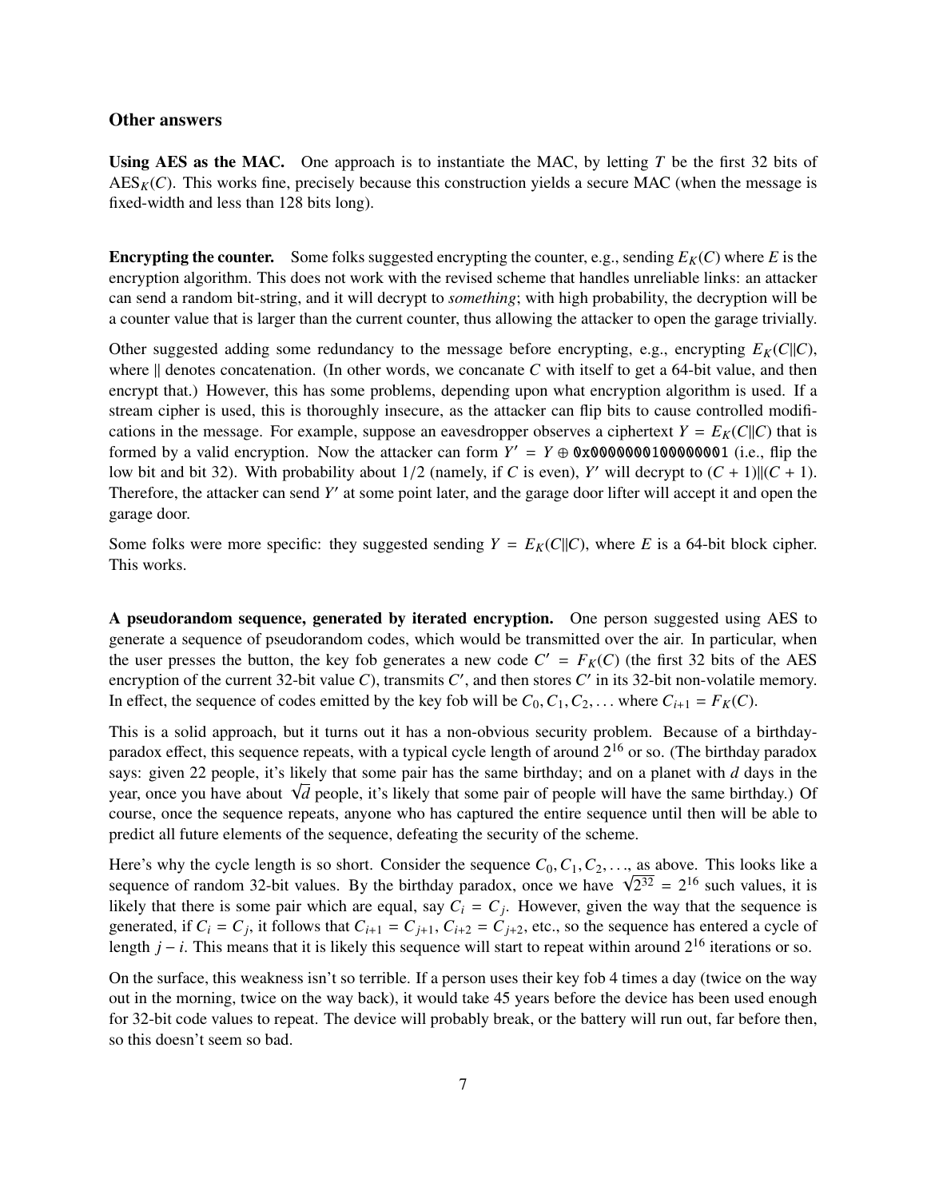## Other answers

**Using AES as the MAC.** One approach is to instantiate the MAC, by letting $T$ be the first 32 bits of $\text{AES}_K(C)$. This works fine, precisely because this construction yields a secure MAC (when the message is fixed-width and less than 128 bits long).

**Encrypting the counter.** Some folks suggested encrypting the counter, e.g., sending $E_K(C)$ where $E$ is the encryption algorithm. This does not work with the revised scheme that handles unreliable links: an attacker can send a random bit-string, and it will decrypt to *something*; with high probability, the decryption will be a counter value that is larger than the current counter, thus allowing the attacker to open the garage trivially.

Other suggested adding some redundancy to the message before encrypting, e.g., encrypting $E_K(C\|C)$, where $\|$ denotes concatenation. (In other words, we concanate $C$ with itself to get a 64-bit value, and then encrypt that.) However, this has some problems, depending upon what encryption algorithm is used. If a stream cipher is used, this is thoroughly insecure, as the attacker can flip bits to cause controlled modifications in the message. For example, suppose an eavesdropper observes a ciphertext $Y = E_K(C\|C)$ that is formed by a valid encryption. Now the attacker can form $Y' = Y \oplus$ `0x0000000100000001` (i.e., flip the low bit and bit 32). With probability about $1/2$ (namely, if $C$ is even), $Y'$ will decrypt to $(C+1)\|(C+1)$. Therefore, the attacker can send $Y'$ at some point later, and the garage door lifter will accept it and open the garage door.

Some folks were more specific: they suggested sending $Y = E_K(C\|C)$, where $E$ is a 64-bit block cipher. This works.

**A pseudorandom sequence, generated by iterated encryption.** One person suggested using AES to generate a sequence of pseudorandom codes, which would be transmitted over the air. In particular, when the user presses the button, the key fob generates a new code $C' = F_K(C)$ (the first 32 bits of the AES encryption of the current 32-bit value $C$), transmits $C'$, and then stores $C'$ in its 32-bit non-volatile memory. In effect, the sequence of codes emitted by the key fob will be $C_0, C_1, C_2, \ldots$ where $C_{i+1} = F_K(C)$.

This is a solid approach, but it turns out it has a non-obvious security problem. Because of a birthday-paradox effect, this sequence repeats, with a typical cycle length of around $2^{16}$ or so. (The birthday paradox says: given 22 people, it's likely that some pair has the same birthday; and on a planet with $d$ days in the year, once you have about $\sqrt{d}$ people, it's likely that some pair of people will have the same birthday.) Of course, once the sequence repeats, anyone who has captured the entire sequence until then will be able to predict all future elements of the sequence, defeating the security of the scheme.

Here's why the cycle length is so short. Consider the sequence $C_0, C_1, C_2, \ldots$, as above. This looks like a sequence of random 32-bit values. By the birthday paradox, once we have $\sqrt{2^{32}} = 2^{16}$ such values, it is likely that there is some pair which are equal, say $C_i = C_j$. However, given the way that the sequence is generated, if $C_i = C_j$, it follows that $C_{i+1} = C_{j+1}$, $C_{i+2} = C_{j+2}$, etc., so the sequence has entered a cycle of length $j - i$. This means that it is likely this sequence will start to repeat within around $2^{16}$ iterations or so.

On the surface, this weakness isn't so terrible. If a person uses their key fob 4 times a day (twice on the way out in the morning, twice on the way back), it would take 45 years before the device has been used enough for 32-bit code values to repeat. The device will probably break, or the battery will run out, far before then, so this doesn't seem so bad.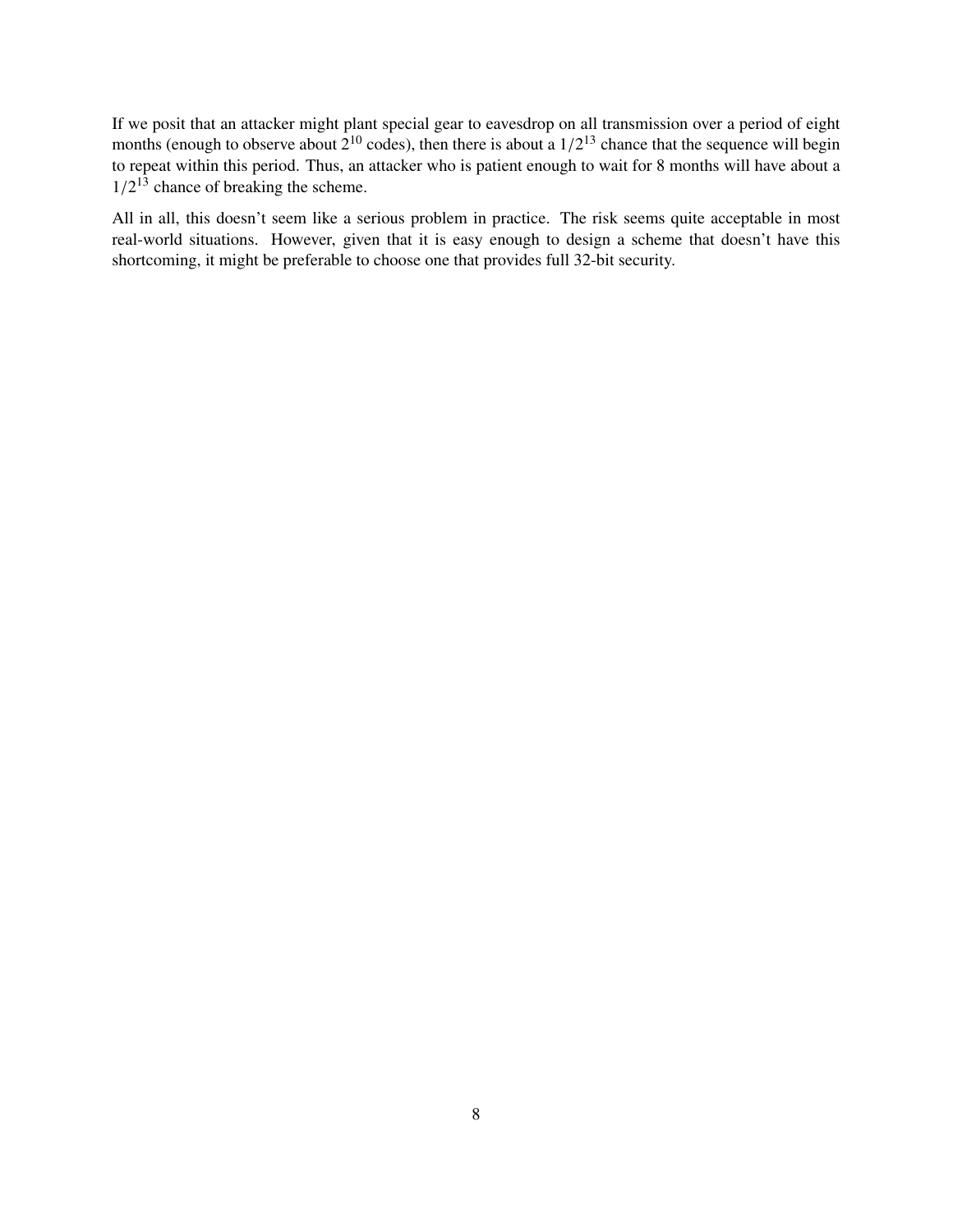If we posit that an attacker might plant special gear to eavesdrop on all transmission over a period of eight months (enough to observe about $2^{10}$ codes), then there is about a $1/2^{13}$ chance that the sequence will begin to repeat within this period. Thus, an attacker who is patient enough to wait for 8 months will have about a $1/2^{13}$ chance of breaking the scheme.

All in all, this doesn't seem like a serious problem in practice. The risk seems quite acceptable in most real-world situations. However, given that it is easy enough to design a scheme that doesn't have this shortcoming, it might be preferable to choose one that provides full 32-bit security.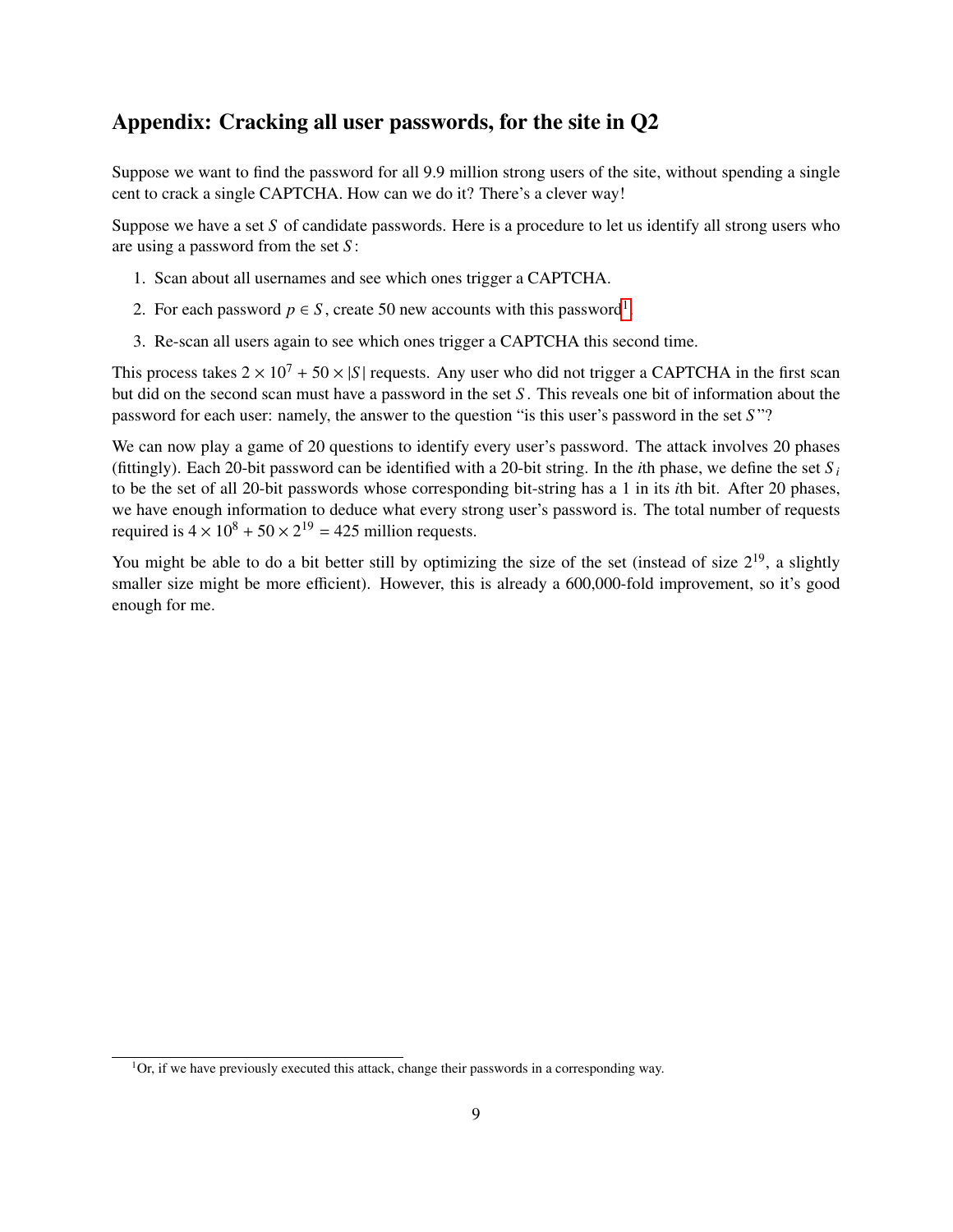## Appendix: Cracking all user passwords, for the site in Q2

Suppose we want to find the password for all 9.9 million strong users of the site, without spending a single cent to crack a single CAPTCHA. How can we do it? There's a clever way!

Suppose we have a set $S$ of candidate passwords. Here is a procedure to let us identify all strong users who are using a password from the set $S$:

1. Scan about all usernames and see which ones trigger a CAPTCHA.
2. For each password $p \in S$, create 50 new accounts with this password[1].
3. Re-scan all users again to see which ones trigger a CAPTCHA this second time.

This process takes $2 \times 10^7 + 50 \times |S|$ requests. Any user who did not trigger a CAPTCHA in the first scan but did on the second scan must have a password in the set $S$. This reveals one bit of information about the password for each user: namely, the answer to the question "is this user's password in the set $S$"?

We can now play a game of 20 questions to identify every user's password. The attack involves 20 phases (fittingly). Each 20-bit password can be identified with a 20-bit string. In the $i$th phase, we define the set $S_i$ to be the set of all 20-bit passwords whose corresponding bit-string has a 1 in its $i$th bit. After 20 phases, we have enough information to deduce what every strong user's password is. The total number of requests required is $4 \times 10^8 + 50 \times 2^{19} = 425$ million requests.

You might be able to do a bit better still by optimizing the size of the set (instead of size $2^{19}$, a slightly smaller size might be more efficient). However, this is already a 600,000-fold improvement, so it's good enough for me.

[1] Or, if we have previously executed this attack, change their passwords in a corresponding way.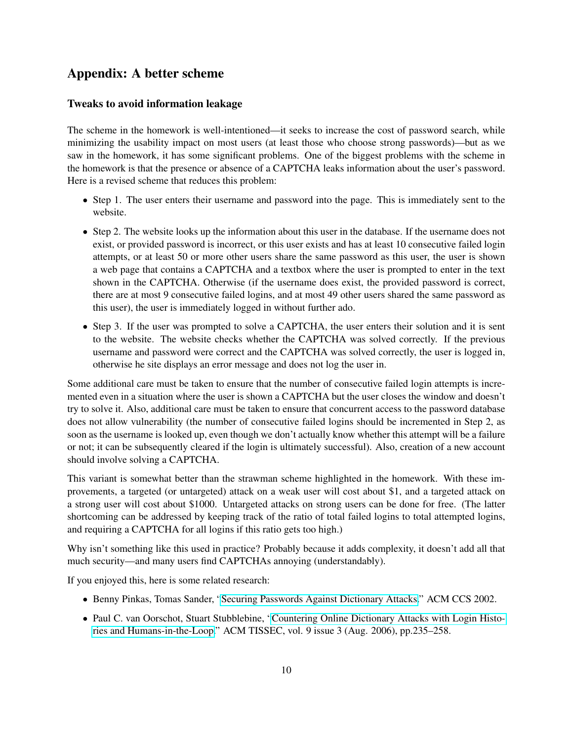## Appendix: A better scheme

### Tweaks to avoid information leakage

The scheme in the homework is well-intentioned—it seeks to increase the cost of password search, while minimizing the usability impact on most users (at least those who choose strong passwords)—but as we saw in the homework, it has some significant problems. One of the biggest problems with the scheme in the homework is that the presence or absence of a CAPTCHA leaks information about the user's password. Here is a revised scheme that reduces this problem:

- Step 1. The user enters their username and password into the page. This is immediately sent to the website.
- Step 2. The website looks up the information about this user in the database. If the username does not exist, or provided password is incorrect, or this user exists and has at least 10 consecutive failed login attempts, or at least 50 or more other users share the same password as this user, the user is shown a web page that contains a CAPTCHA and a textbox where the user is prompted to enter in the text shown in the CAPTCHA. Otherwise (if the username does exist, the provided password is correct, there are at most 9 consecutive failed logins, and at most 49 other users shared the same password as this user), the user is immediately logged in without further ado.
- Step 3. If the user was prompted to solve a CAPTCHA, the user enters their solution and it is sent to the website. The website checks whether the CAPTCHA was solved correctly. If the previous username and password were correct and the CAPTCHA was solved correctly, the user is logged in, otherwise he site displays an error message and does not log the user in.

Some additional care must be taken to ensure that the number of consecutive failed login attempts is incremented even in a situation where the user is shown a CAPTCHA but the user closes the window and doesn't try to solve it. Also, additional care must be taken to ensure that concurrent access to the password database does not allow vulnerability (the number of consecutive failed logins should be incremented in Step 2, as soon as the username is looked up, even though we don't actually know whether this attempt will be a failure or not; it can be subsequently cleared if the login is ultimately successful). Also, creation of a new account should involve solving a CAPTCHA.

This variant is somewhat better than the strawman scheme highlighted in the homework. With these improvements, a targeted (or untargeted) attack on a weak user will cost about $1, and a targeted attack on a strong user will cost about $1000. Untargeted attacks on strong users can be done for free. (The latter shortcoming can be addressed by keeping track of the ratio of total failed logins to total attempted logins, and requiring a CAPTCHA for all logins if this ratio gets too high.)

Why isn't something like this used in practice? Probably because it adds complexity, it doesn't add all that much security—and many users find CAPTCHAs annoying (understandably).

If you enjoyed this, here is some related research:

- Benny Pinkas, Tomas Sander, "Securing Passwords Against Dictionary Attacks," ACM CCS 2002.
- Paul C. van Oorschot, Stuart Stubblebine, "Countering Online Dictionary Attacks with Login Histories and Humans-in-the-Loop," ACM TISSEC, vol. 9 issue 3 (Aug. 2006), pp.235–258.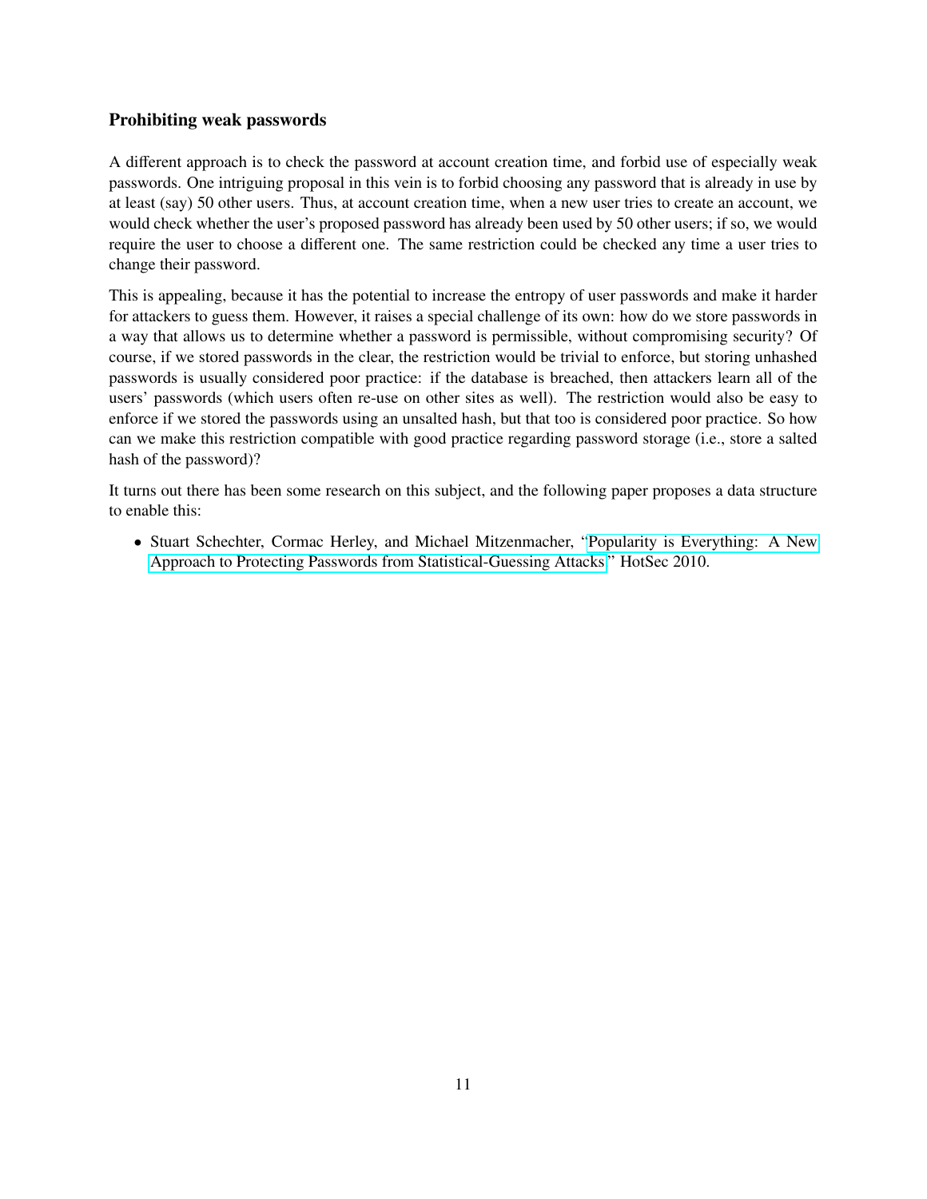### Prohibiting weak passwords

A different approach is to check the password at account creation time, and forbid use of especially weak passwords. One intriguing proposal in this vein is to forbid choosing any password that is already in use by at least (say) 50 other users. Thus, at account creation time, when a new user tries to create an account, we would check whether the user's proposed password has already been used by 50 other users; if so, we would require the user to choose a different one. The same restriction could be checked any time a user tries to change their password.

This is appealing, because it has the potential to increase the entropy of user passwords and make it harder for attackers to guess them. However, it raises a special challenge of its own: how do we store passwords in a way that allows us to determine whether a password is permissible, without compromising security? Of course, if we stored passwords in the clear, the restriction would be trivial to enforce, but storing unhashed passwords is usually considered poor practice: if the database is breached, then attackers learn all of the users' passwords (which users often re-use on other sites as well). The restriction would also be easy to enforce if we stored the passwords using an unsalted hash, but that too is considered poor practice. So how can we make this restriction compatible with good practice regarding password storage (i.e., store a salted hash of the password)?

It turns out there has been some research on this subject, and the following paper proposes a data structure to enable this:

- Stuart Schechter, Cormac Herley, and Michael Mitzenmacher, "Popularity is Everything: A New Approach to Protecting Passwords from Statistical-Guessing Attacks," HotSec 2010.